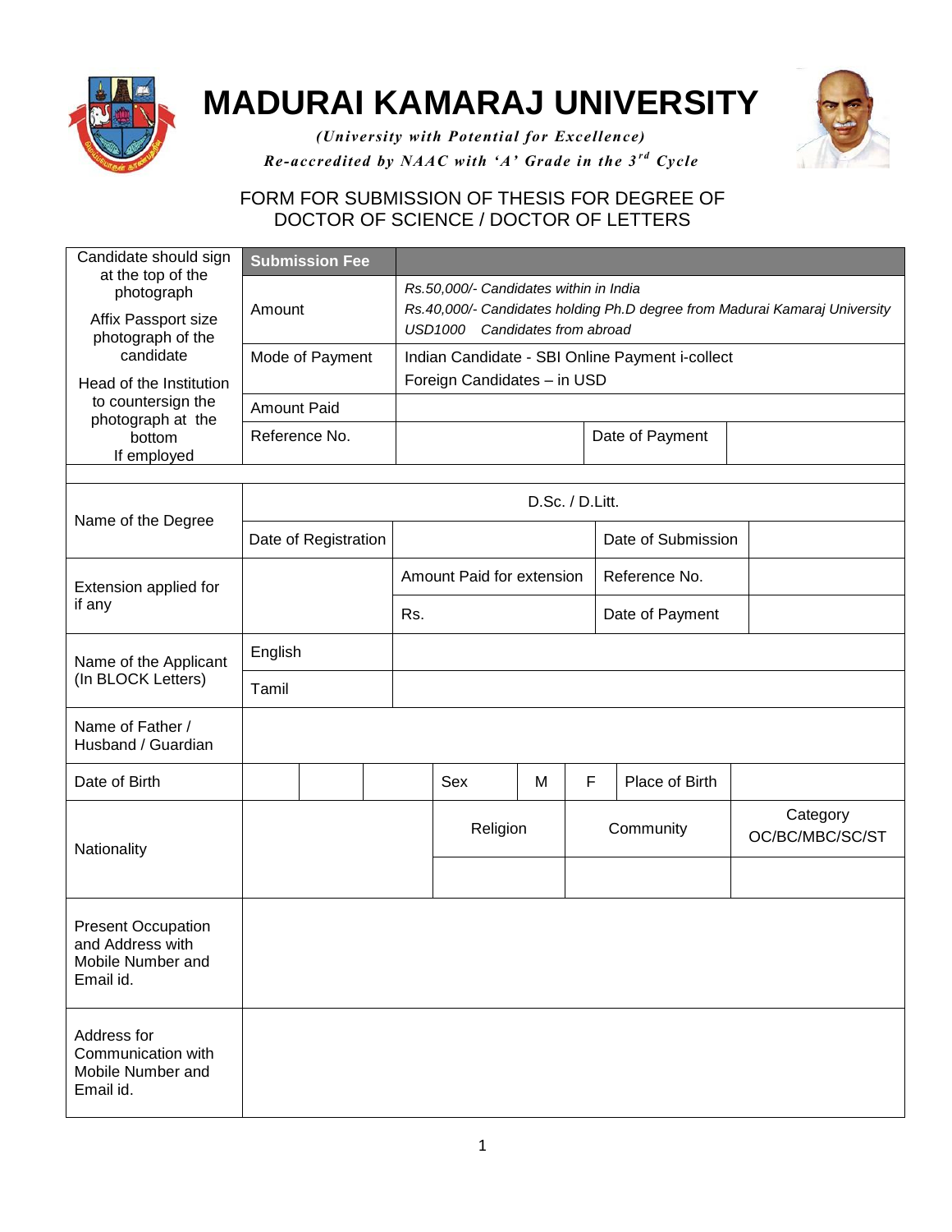# MADURAI KAMARAJ UNIVERSITY

*(University with Potential for Excellence)*

*Re-accredited by NAAC with 'A' Grade in the 3rd Cycle*

## FORM FOR SUBMISSION OF THESIS FOR DEGREE OF DOCTOR OF SCIENCE / DOCTOR OF LETTERS

| Candidate should sign at the top of the photograph<br><br>Affix Passport size photograph of the candidate<br><br>Head of the Institution to countersign the photograph at the bottom If employed | **Submission Fee** | | | |
|---|---|---|---|---|
| | Amount | *Rs.50,000/- Candidates within in India*<br>*Rs.40,000/- Candidates holding Ph.D degree from Madurai Kamaraj University*<br>*USD1000 Candidates from abroad* | | |
| | Mode of Payment | Indian Candidate - SBI Online Payment i-collect<br>Foreign Candidates – in USD | | |
| | Amount Paid | | | |
| | Reference No. | | Date of Payment | |

| Name of the Degree | D.Sc. / D.Litt. | | | | | | | |
|---|---|---|---|---|---|---|---|---|
| | Date of Registration | | | | Date of Submission | | | |
| Extension applied for if any | | Amount Paid for extension | | | Reference No. | | | |
| | | Rs. | | | Date of Payment | | | |
| Name of the Applicant (In BLOCK Letters) | English | | | | | | | |
| | Tamil | | | | | | | |
| Name of Father / Husband / Guardian | | | | | | | | |
| Date of Birth | | | | Sex | M | F | Place of Birth | |
| Nationality | | | | Religion | | Community | | Category OC/BC/MBC/SC/ST |
| | | | | | | | | |
| Present Occupation and Address with Mobile Number and Email id. | | | | | | | | |
| Address for Communication with Mobile Number and Email id. | | | | | | | | |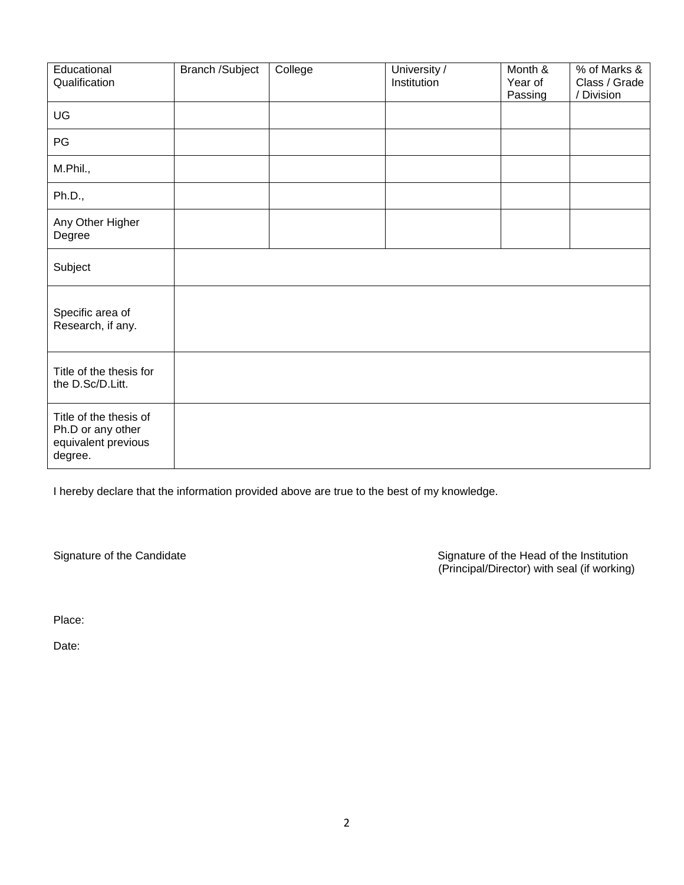| Educational Qualification | Branch /Subject | College | University / Institution | Month & Year of Passing | % of Marks & Class / Grade / Division |
|---|---|---|---|---|---|
| UG | | | | | |
| PG | | | | | |
| M.Phil., | | | | | |
| Ph.D., | | | | | |
| Any Other Higher Degree | | | | | |
| Subject | | | | | |
| Specific area of Research, if any. | | | | | |
| Title of the thesis for the D.Sc/D.Litt. | | | | | |
| Title of the thesis of Ph.D or any other equivalent previous degree. | | | | | |

I hereby declare that the information provided above are true to the best of my knowledge.

Signature of the Candidate

Signature of the Head of the Institution (Principal/Director) with seal (if working)

Place:

Date: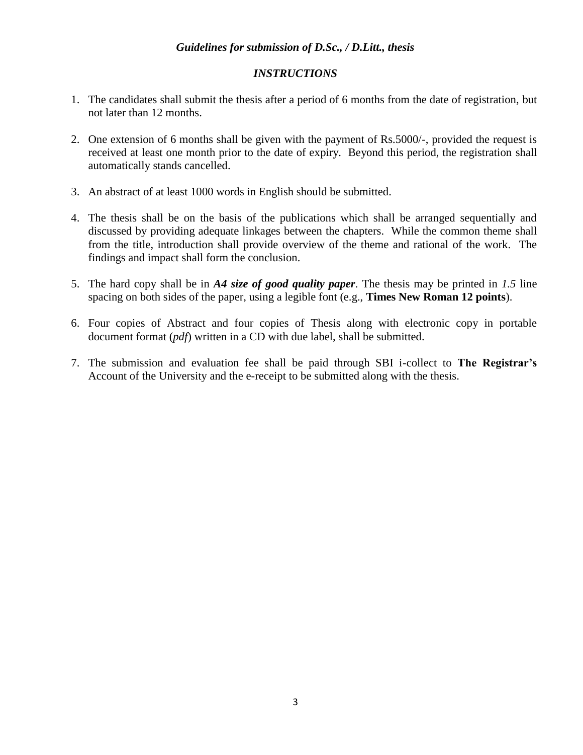***Guidelines for submission of D.Sc., / D.Litt., thesis***

***INSTRUCTIONS***

1. The candidates shall submit the thesis after a period of 6 months from the date of registration, but not later than 12 months.

2. One extension of 6 months shall be given with the payment of Rs.5000/-, provided the request is received at least one month prior to the date of expiry. Beyond this period, the registration shall automatically stands cancelled.

3. An abstract of at least 1000 words in English should be submitted.

4. The thesis shall be on the basis of the publications which shall be arranged sequentially and discussed by providing adequate linkages between the chapters. While the common theme shall from the title, introduction shall provide overview of the theme and rational of the work. The findings and impact shall form the conclusion.

5. The hard copy shall be in ***A4 size of good quality paper***. The thesis may be printed in *1.5* line spacing on both sides of the paper, using a legible font (e.g., **Times New Roman 12 points**).

6. Four copies of Abstract and four copies of Thesis along with electronic copy in portable document format (*pdf*) written in a CD with due label, shall be submitted.

7. The submission and evaluation fee shall be paid through SBI i-collect to **The Registrar's** Account of the University and the e-receipt to be submitted along with the thesis.